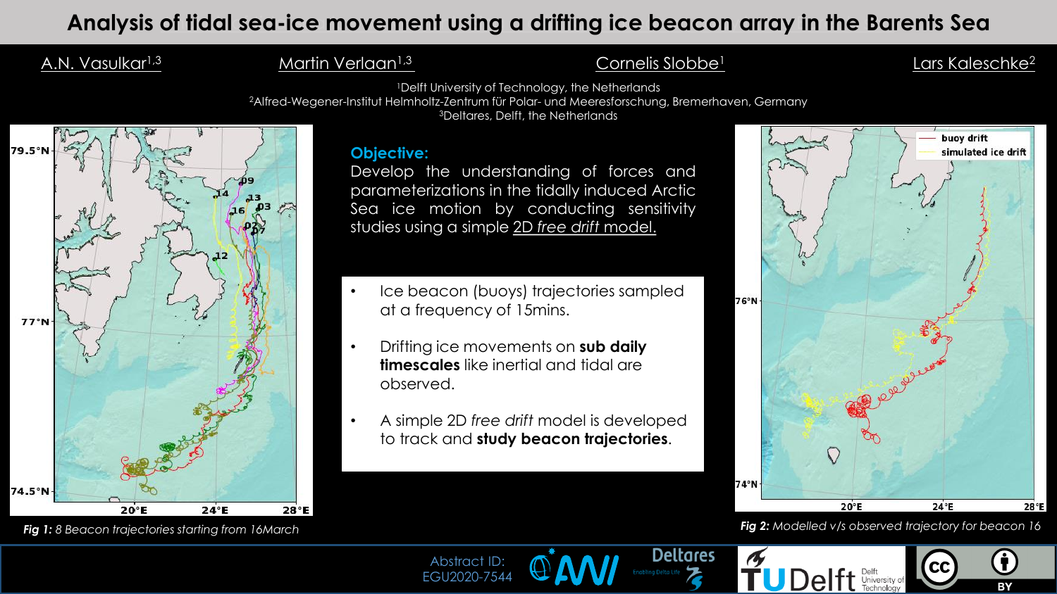# Analysis of tidal sea-ice movement using a drifting ice beacon array in the Barents Sea

A.N. Vasulkar[1,3] Martin Verlaan[1,3] Cornelis Slobbe[1] Lars Kaleschke[2]

[1]Delft University of Technology, the Netherlands
[2]Alfred-Wegener-Institut Helmholtz-Zentrum für Polar- und Meeresforschung, Bremerhaven, Germany
[3]Deltares, Delft, the Netherlands

*Fig 1: 8 Beacon trajectories starting from 16March*

**Objective:**
Develop the understanding of forces and parameterizations in the tidally induced Arctic Sea ice motion by conducting sensitivity studies using a simple 2D *free drift* model.

- Ice beacon (buoys) trajectories sampled at a frequency of 15mins.
- Drifting ice movements on **sub daily timescales** like inertial and tidal are observed.
- A simple 2D *free drift* model is developed to track and **study beacon trajectories**.

*Fig 2: Modelled v/s observed trajectory for beacon 16*

Abstract ID: EGU2020-7544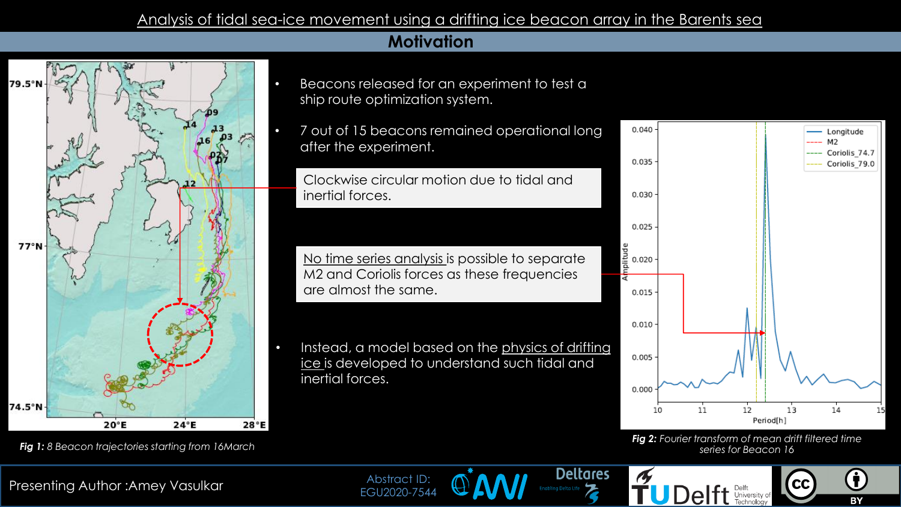# Analysis of tidal sea-ice movement using a drifting ice beacon array in the Barents sea

## Motivation

- Beacons released for an experiment to test a ship route optimization system.
- 7 out of 15 beacons remained operational long after the experiment.

Clockwise circular motion due to tidal and inertial forces.

No time series analysis is possible to separate M2 and Coriolis forces as these frequencies are almost the same.

- Instead, a model based on the physics of drifting ice is developed to understand such tidal and inertial forces.

***Fig 1:*** *8 Beacon trajectories starting from 16March*

***Fig 2:*** *Fourier transform of mean drift filtered time series for Beacon 16*

Presenting Author :Amey Vasulkar

Abstract ID: EGU2020-7544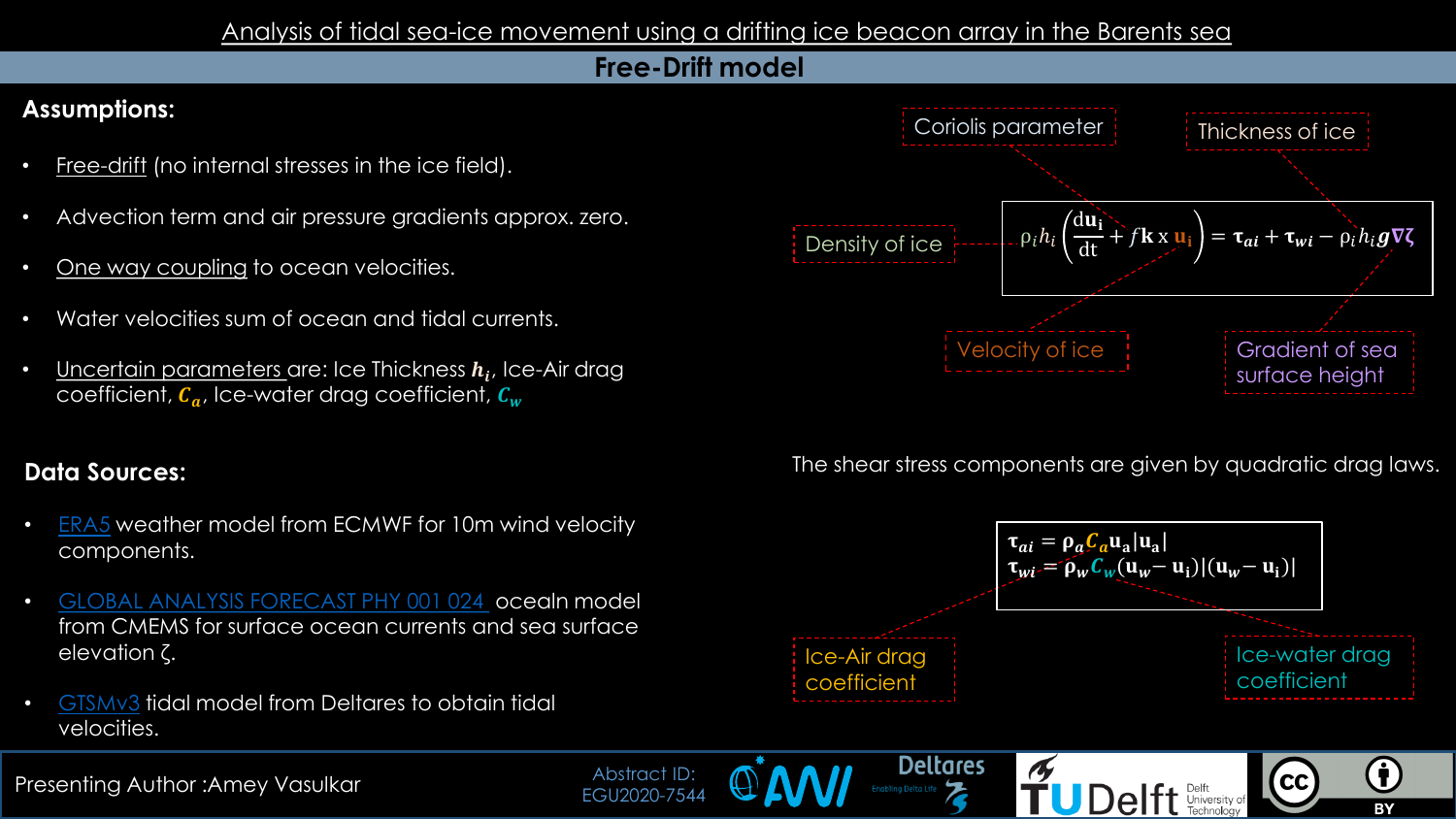# Analysis of tidal sea-ice movement using a drifting ice beacon array in the Barents sea

## Free-Drift model

### Assumptions:

- Free-drift (no internal stresses in the ice field).
- Advection term and air pressure gradients approx. zero.
- One way coupling to ocean velocities.
- Water velocities sum of ocean and tidal currents.
- Uncertain parameters are: Ice Thickness $h_i$, Ice-Air drag coefficient, $C_a$, Ice-water drag coefficient, $C_w$

### Data Sources:

- ERA5 weather model from ECMWF for 10m wind velocity components.
- GLOBAL ANALYSIS FORECAST PHY 001 024 ocealn model from CMEMS for surface ocean currents and sea surface elevation ζ.
- GTSMv3 tidal model from Deltares to obtain tidal velocities.

Coriolis parameter — Thickness of ice — Density of ice — Velocity of ice — Gradient of sea surface height

$$\rho_i h_i \left(\frac{d\mathbf{u_i}}{dt} + f\mathbf{k} \times \mathbf{u_i}\right) = \boldsymbol{\tau_{ai}} + \boldsymbol{\tau_{wi}} - \rho_i h_i \boldsymbol{g} \boldsymbol{\nabla\zeta}$$

The shear stress components are given by quadratic drag laws.

$$\boldsymbol{\tau_{ai}} = \rho_a C_a \mathbf{u_a} |\mathbf{u_a}|$$
$$\boldsymbol{\tau_{wi}} = \rho_w C_w (\mathbf{u_w} - \mathbf{u_i}) |(\mathbf{u_w} - \mathbf{u_i})|$$

Ice-Air drag coefficient — Ice-water drag coefficient

Presenting Author :Amey Vasulkar

Abstract ID: EGU2020-7544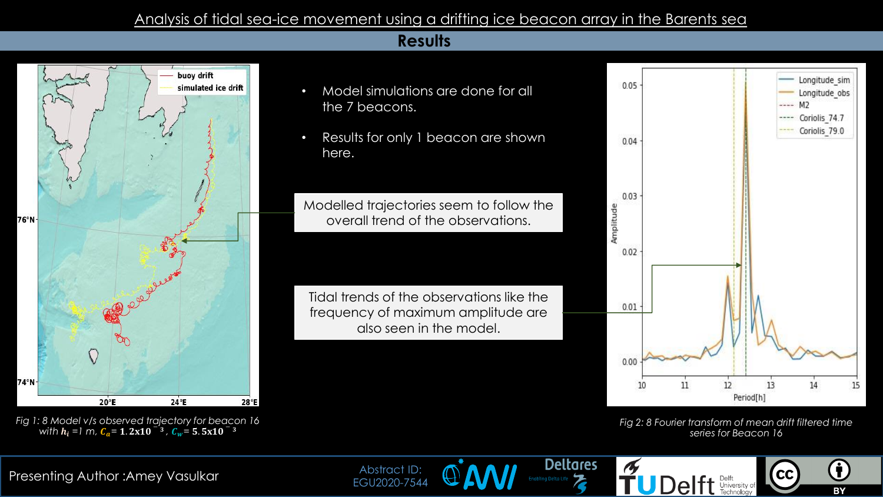# Analysis of tidal sea-ice movement using a drifting ice beacon array in the Barents sea

## Results

- Model simulations are done for all the 7 beacons.
- Results for only 1 beacon are shown here.

Modelled trajectories seem to follow the overall trend of the observations.

Tidal trends of the observations like the frequency of maximum amplitude are also seen in the model.

*Fig 1: 8 Model v/s observed trajectory for beacon 16 with $h_i$ =1 m, $C_a$= $1.2\text{x}10^{-3}$ , $C_w$= $5.5\text{x}10^{-3}$*

*Fig 2: 8 Fourier transform of mean drift filtered time series for Beacon 16*

Presenting Author :Amey Vasulkar

Abstract ID: EGU2020-7544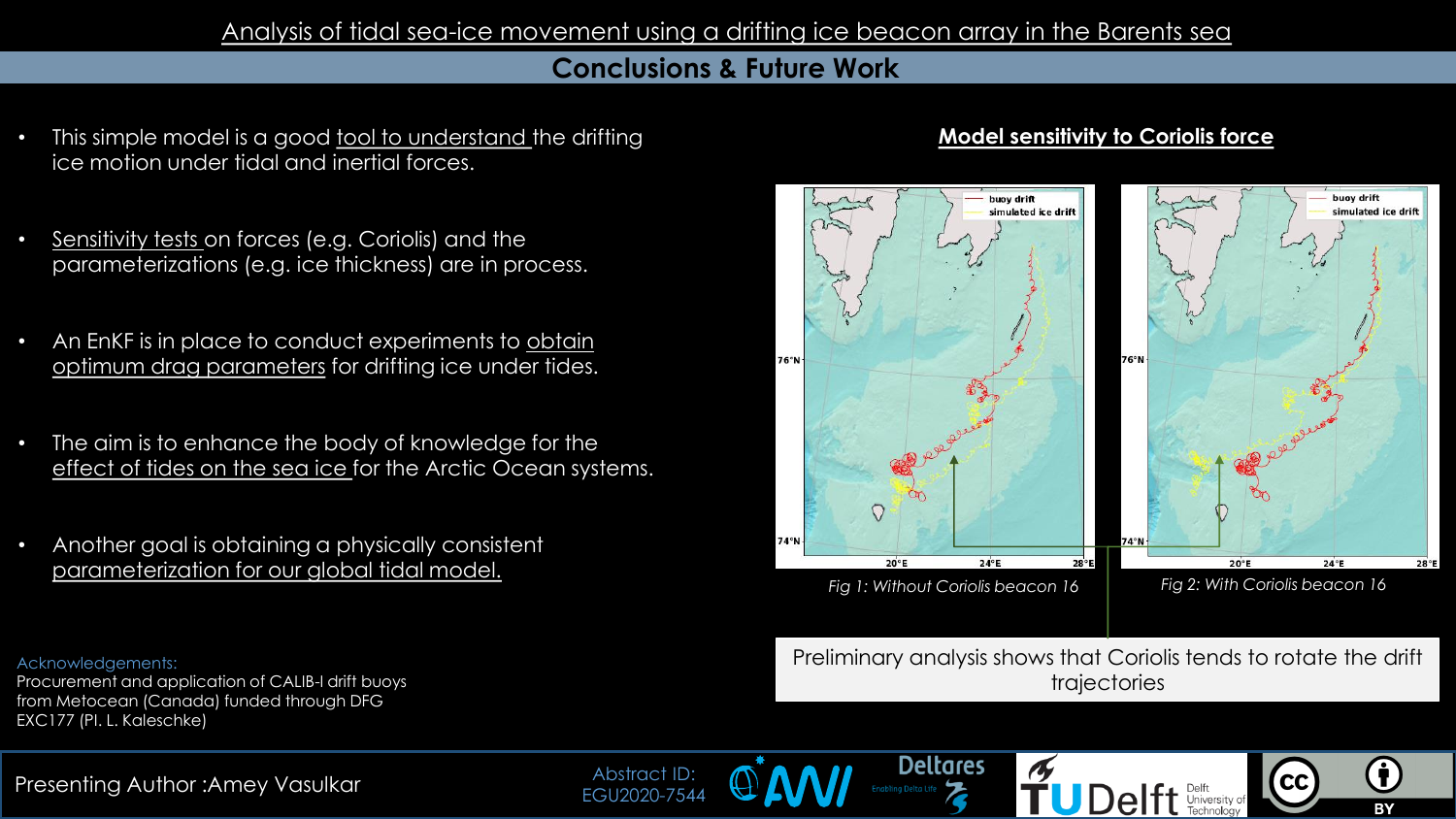# Analysis of tidal sea-ice movement using a drifting ice beacon array in the Barents sea

## Conclusions & Future Work

- This simple model is a good tool to understand the drifting ice motion under tidal and inertial forces.
- Sensitivity tests on forces (e.g. Coriolis) and the parameterizations (e.g. ice thickness) are in process.
- An EnKF is in place to conduct experiments to obtain optimum drag parameters for drifting ice under tides.
- The aim is to enhance the body of knowledge for the effect of tides on the sea ice for the Arctic Ocean systems.
- Another goal is obtaining a physically consistent parameterization for our global tidal model.

### Model sensitivity to Coriolis force

buoy drift
simulated ice drift
76°N
74°N
20°E
24°E
28°E

*Fig 1: Without Coriolis beacon 16*

buoy drift
simulated ice drift
76°N
74°N
20°E
24°E
28°E

*Fig 2: With Coriolis beacon 16*

Preliminary analysis shows that Coriolis tends to rotate the drift trajectories

Acknowledgements:
Procurement and application of CALIB-I drift buoys from Metocean (Canada) funded through DFG EXC177 (PI. L. Kaleschke)

Presenting Author :Amey Vasulkar

Abstract ID: EGU2020-7544